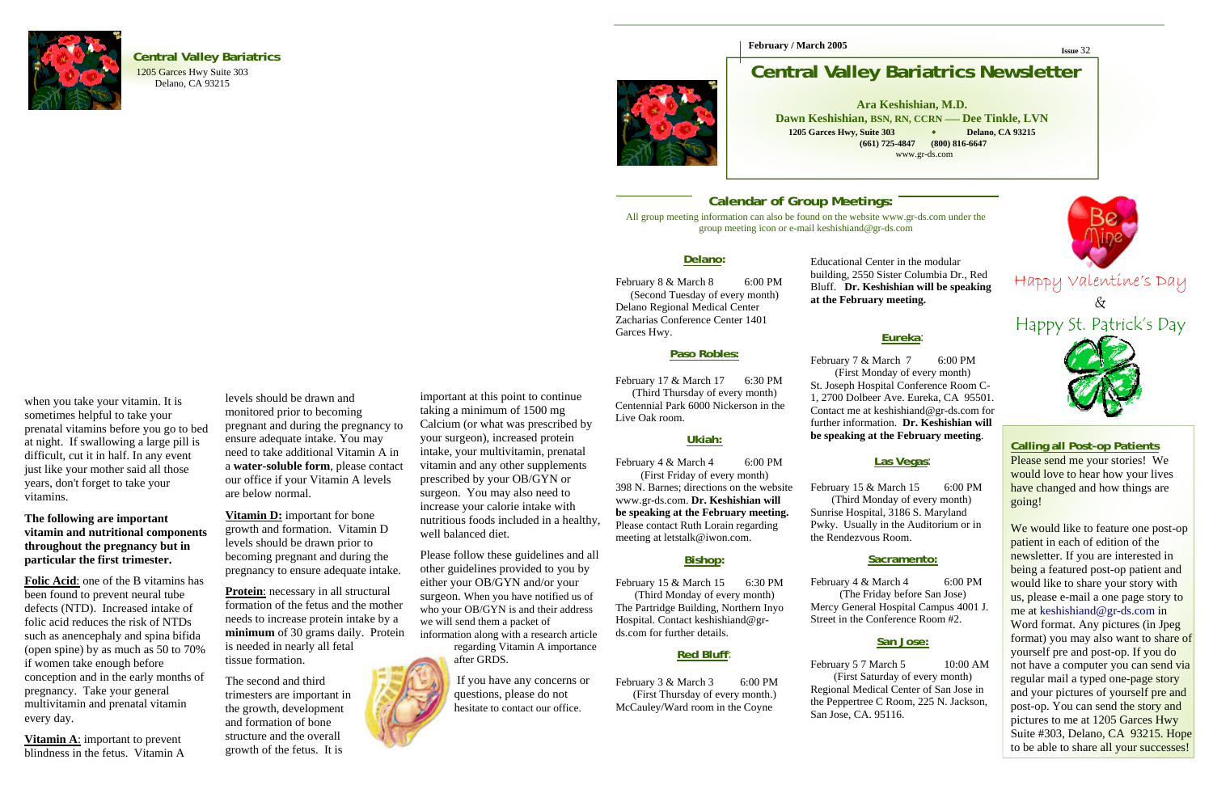**Central Valley Bariatrics**
1205 Garces Hwy Suite 303
Delano, CA 93215

when you take your vitamin. It is sometimes helpful to take your prenatal vitamins before you go to bed at night. If swallowing a large pill is difficult, cut it in half. In any event just like your mother said all those years, don't forget to take your vitamins.

**The following are important vitamin and nutritional components throughout the pregnancy but in particular the first trimester.**

**Folic Acid**: one of the B vitamins has been found to prevent neural tube defects (NTD). Increased intake of folic acid reduces the risk of NTDs such as anencephaly and spina bifida (open spine) by as much as 50 to 70% if women take enough before conception and in the early months of pregnancy. Take your general multivitamin and prenatal vitamin every day.

**Vitamin A**: important to prevent blindness in the fetus. Vitamin A levels should be drawn and monitored prior to becoming pregnant and during the pregnancy to ensure adequate intake. You may need to take additional Vitamin A in a **water-soluble form**, please contact our office if your Vitamin A levels are below normal.

**Vitamin D:** important for bone growth and formation. Vitamin D levels should be drawn prior to becoming pregnant and during the pregnancy to ensure adequate intake.

**Protein**: necessary in all structural formation of the fetus and the mother needs to increase protein intake by a **minimum** of 30 grams daily. Protein is needed in nearly all fetal tissue formation.

The second and third trimesters are important in the growth, development and formation of bone structure and the overall growth of the fetus. It is important at this point to continue taking a minimum of 1500 mg Calcium (or what was prescribed by your surgeon), increased protein intake, your multivitamin, prenatal vitamin and any other supplements prescribed by your OB/GYN or surgeon. You may also need to increase your calorie intake with nutritious foods included in a healthy, well balanced diet.

Please follow these guidelines and all other guidelines provided to you by either your OB/GYN and/or your surgeon. When you have notified us of who your OB/GYN is and their address we will send them a packet of information along with a research article regarding Vitamin A importance after GRDS.

If you have any concerns or questions, please do not hesitate to contact our office.

February / March 2005 — Issue 32

# Central Valley Bariatrics Newsletter

**Ara Keshishian, M.D.**
**Dawn Keshishian, BSN, RN, CCRN — Dee Tinkle, LVN**
**1205 Garces Hwy, Suite 303 • Delano, CA 93215**
**(661) 725-4847 (800) 816-6647**
www.gr-ds.com

## Calendar of Group Meetings:

All group meeting information can also be found on the website www.gr-ds.com under the group meeting icon or e-mail keshishiand@gr-ds.com

### Delano:

February 8 & March 8 6:00 PM
(Second Tuesday of every month)
Delano Regional Medical Center Zacharias Conference Center 1401 Garces Hwy.

### Paso Robles:

February 17 & March 17 6:30 PM
(Third Thursday of every month)
Centennial Park 6000 Nickerson in the Live Oak room.

### Ukiah:

February 4 & March 4 6:00 PM
(First Friday of every month)
398 N. Barnes; directions on the website www.gr-ds.com. **Dr. Keshishian will be speaking at the February meeting.** Please contact Ruth Lorain regarding meeting at letstalk@iwon.com.

### Bishop:

February 15 & March 15 6:30 PM
(Third Monday of every month)
The Partridge Building, Northern Inyo Hospital. Contact keshishiand@gr-ds.com for further details.

### Red Bluff:

February 3 & March 3 6:00 PM
(First Thursday of every month.)
McCauley/Ward room in the Coyne Educational Center in the modular building, 2550 Sister Columbia Dr., Red Bluff. **Dr. Keshishian will be speaking at the February meeting.**

### Eureka:

February 7 & March 7 6:00 PM
(First Monday of every month)
St. Joseph Hospital Conference Room C-1, 2700 Dolbeer Ave. Eureka, CA 95501. Contact me at keshishiand@gr-ds.com for further information. **Dr. Keshishian will be speaking at the February meeting**.

### Las Vegas:

February 15 & March 15 6:00 PM
(Third Monday of every month)
Sunrise Hospital, 3186 S. Maryland Pwky. Usually in the Auditorium or in the Rendezvous Room.

### Sacramento:

February 4 & March 4 6:00 PM
(The Friday before San Jose)
Mercy General Hospital Campus 4001 J. Street in the Conference Room #2.

### San Jose:

February 5 7 March 5 10:00 AM
(First Saturday of every month)
Regional Medical Center of San Jose in the Peppertree C Room, 225 N. Jackson, San Jose, CA. 95116.

Happy Valentine's Day
&
Happy St. Patrick's Day

### Calling all Post-op Patients

Please send me your stories! We would love to hear how your lives have changed and how things are going!

We would like to feature one post-op patient in each of edition of the newsletter. If you are interested in being a featured post-op patient and would like to share your story with us, please e-mail a one page story to me at keshishiand@gr-ds.com in Word format. Any pictures (in Jpeg format) you may also want to share of yourself pre and post-op. If you do not have a computer you can send via regular mail a typed one-page story and your pictures of yourself pre and post-op. You can send the story and pictures to me at 1205 Garces Hwy Suite #303, Delano, CA 93215. Hope to be able to share all your successes!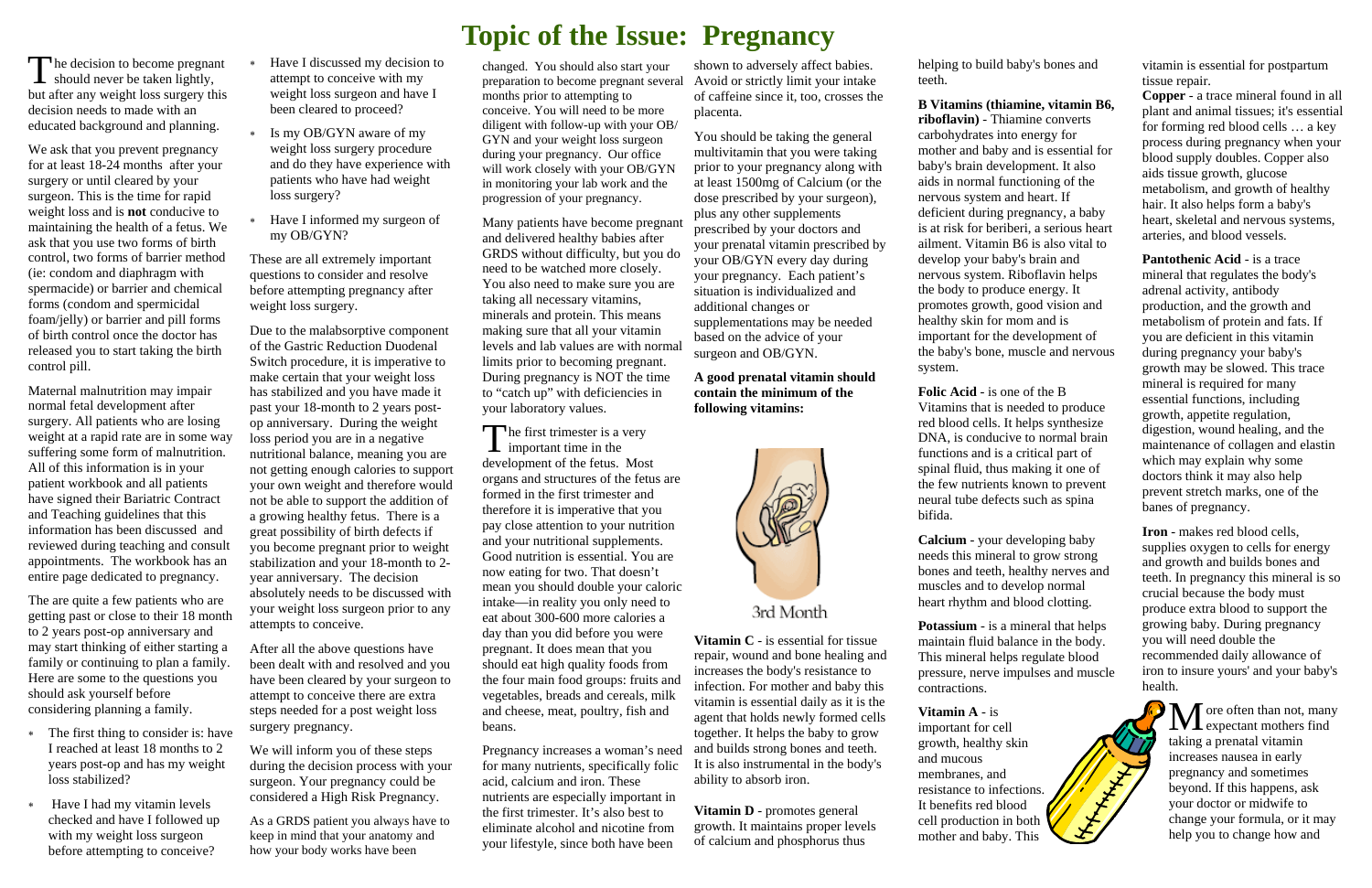# Topic of the Issue: Pregnancy

The decision to become pregnant should never be taken lightly, but after any weight loss surgery this decision needs to made with an educated background and planning.

We ask that you prevent pregnancy for at least 18-24 months after your surgery or until cleared by your surgeon. This is the time for rapid weight loss and is **not** conducive to maintaining the health of a fetus. We ask that you use two forms of birth control, two forms of barrier method (ie: condom and diaphragm with spermacide) or barrier and chemical forms (condom and spermicidal foam/jelly) or barrier and pill forms of birth control once the doctor has released you to start taking the birth control pill.

Maternal malnutrition may impair normal fetal development after surgery. All patients who are losing weight at a rapid rate are in some way suffering some form of malnutrition. All of this information is in your patient workbook and all patients have signed their Bariatric Contract and Teaching guidelines that this information has been discussed and reviewed during teaching and consult appointments. The workbook has an entire page dedicated to pregnancy.

The are quite a few patients who are getting past or close to their 18 month to 2 years post-op anniversary and may start thinking of either starting a family or continuing to plan a family. Here are some to the questions you should ask yourself before considering planning a family.

- The first thing to consider is: have I reached at least 18 months to 2 years post-op and has my weight loss stabilized?
- Have I had my vitamin levels checked and have I followed up with my weight loss surgeon before attempting to conceive?
- Have I discussed my decision to attempt to conceive with my weight loss surgeon and have I been cleared to proceed?
- Is my OB/GYN aware of my weight loss surgery procedure and do they have experience with patients who have had weight loss surgery?
- Have I informed my surgeon of my OB/GYN?

These are all extremely important questions to consider and resolve before attempting pregnancy after weight loss surgery.

Due to the malabsorptive component of the Gastric Reduction Duodenal Switch procedure, it is imperative to make certain that your weight loss has stabilized and you have made it past your 18-month to 2 years post-op anniversary. During the weight loss period you are in a negative nutritional balance, meaning you are not getting enough calories to support your own weight and therefore would not be able to support the addition of a growing healthy fetus. There is a great possibility of birth defects if you become pregnant prior to weight stabilization and your 18-month to 2-year anniversary. The decision absolutely needs to be discussed with your weight loss surgeon prior to any attempts to conceive.

After all the above questions have been dealt with and resolved and you have been cleared by your surgeon to attempt to conceive there are extra steps needed for a post weight loss surgery pregnancy.

We will inform you of these steps during the decision process with your surgeon. Your pregnancy could be considered a High Risk Pregnancy.

As a GRDS patient you always have to keep in mind that your anatomy and how your body works have been changed. You should also start your preparation to become pregnant several months prior to attempting to conceive. You will need to be more diligent with follow-up with your OB/GYN and your weight loss surgeon during your pregnancy. Our office will work closely with your OB/GYN in monitoring your lab work and the progression of your pregnancy.

Many patients have become pregnant and delivered healthy babies after GRDS without difficulty, but you do need to be watched more closely. You also need to make sure you are taking all necessary vitamins, minerals and protein. This means making sure that all your vitamin levels and lab values are with normal limits prior to becoming pregnant. During pregnancy is NOT the time to "catch up" with deficiencies in your laboratory values.

The first trimester is a very important time in the development of the fetus. Most organs and structures of the fetus are formed in the first trimester and therefore it is imperative that you pay close attention to your nutrition and your nutritional supplements. Good nutrition is essential. You are now eating for two. That doesn't mean you should double your caloric intake—in reality you only need to eat about 300-600 more calories a day than you did before you were pregnant. It does mean that you should eat high quality foods from the four main food groups: fruits and vegetables, breads and cereals, milk and cheese, meat, poultry, fish and beans.

Pregnancy increases a woman's need for many nutrients, specifically folic acid, calcium and iron. These nutrients are especially important in the first trimester. It's also best to eliminate alcohol and nicotine from your lifestyle, since both have been shown to adversely affect babies. Avoid or strictly limit your intake of caffeine since it, too, crosses the placenta.

You should be taking the general multivitamin that you were taking prior to your pregnancy along with at least 1500mg of Calcium (or the dose prescribed by your surgeon), plus any other supplements prescribed by your doctors and your prenatal vitamin prescribed by your OB/GYN every day during your pregnancy. Each patient's situation is individualized and additional changes or supplementations may be needed based on the advice of your surgeon and OB/GYN.

**A good prenatal vitamin should contain the minimum of the following vitamins:**

3rd Month

**Vitamin C** - is essential for tissue repair, wound and bone healing and increases the body's resistance to infection. For mother and baby this vitamin is essential daily as it is the agent that holds newly formed cells together. It helps the baby to grow and builds strong bones and teeth. It is also instrumental in the body's ability to absorb iron.

**Vitamin D** - promotes general growth. It maintains proper levels of calcium and phosphorus thus helping to build baby's bones and teeth.

**B Vitamins (thiamine, vitamin B6, riboflavin)** - Thiamine converts carbohydrates into energy for mother and baby and is essential for baby's brain development. It also aids in normal functioning of the nervous system and heart. If deficient during pregnancy, a baby is at risk for beriberi, a serious heart ailment. Vitamin B6 is also vital to develop your baby's brain and nervous system. Riboflavin helps the body to produce energy. It promotes growth, good vision and healthy skin for mom and is important for the development of the baby's bone, muscle and nervous system.

**Folic Acid** - is one of the B Vitamins that is needed to produce red blood cells. It helps synthesize DNA, is conducive to normal brain functions and is a critical part of spinal fluid, thus making it one of the few nutrients known to prevent neural tube defects such as spina bifida.

**Calcium** - your developing baby needs this mineral to grow strong bones and teeth, healthy nerves and muscles and to develop normal heart rhythm and blood clotting.

**Potassium** - is a mineral that helps maintain fluid balance in the body. This mineral helps regulate blood pressure, nerve impulses and muscle contractions.

**Vitamin A** - is important for cell growth, healthy skin and mucous membranes, and resistance to infections. It benefits red blood cell production in both mother and baby. This vitamin is essential for postpartum tissue repair.

**Copper** - a trace mineral found in all plant and animal tissues; it's essential for forming red blood cells … a key process during pregnancy when your blood supply doubles. Copper also aids tissue growth, glucose metabolism, and growth of healthy hair. It also helps form a baby's heart, skeletal and nervous systems, arteries, and blood vessels.

**Pantothenic Acid** - is a trace mineral that regulates the body's adrenal activity, antibody production, and the growth and metabolism of protein and fats. If you are deficient in this vitamin during pregnancy your baby's growth may be slowed. This trace mineral is required for many essential functions, including growth, appetite regulation, digestion, wound healing, and the maintenance of collagen and elastin which may explain why some doctors think it may also help prevent stretch marks, one of the banes of pregnancy.

**Iron** - makes red blood cells, supplies oxygen to cells for energy and growth and builds bones and teeth. In pregnancy this mineral is so crucial because the body must produce extra blood to support the growing baby. During pregnancy you will need double the recommended daily allowance of iron to insure yours' and your baby's health.

More often than not, many expectant mothers find taking a prenatal vitamin increases nausea in early pregnancy and sometimes beyond. If this happens, ask your doctor or midwife to change your formula, or it may help you to change how and